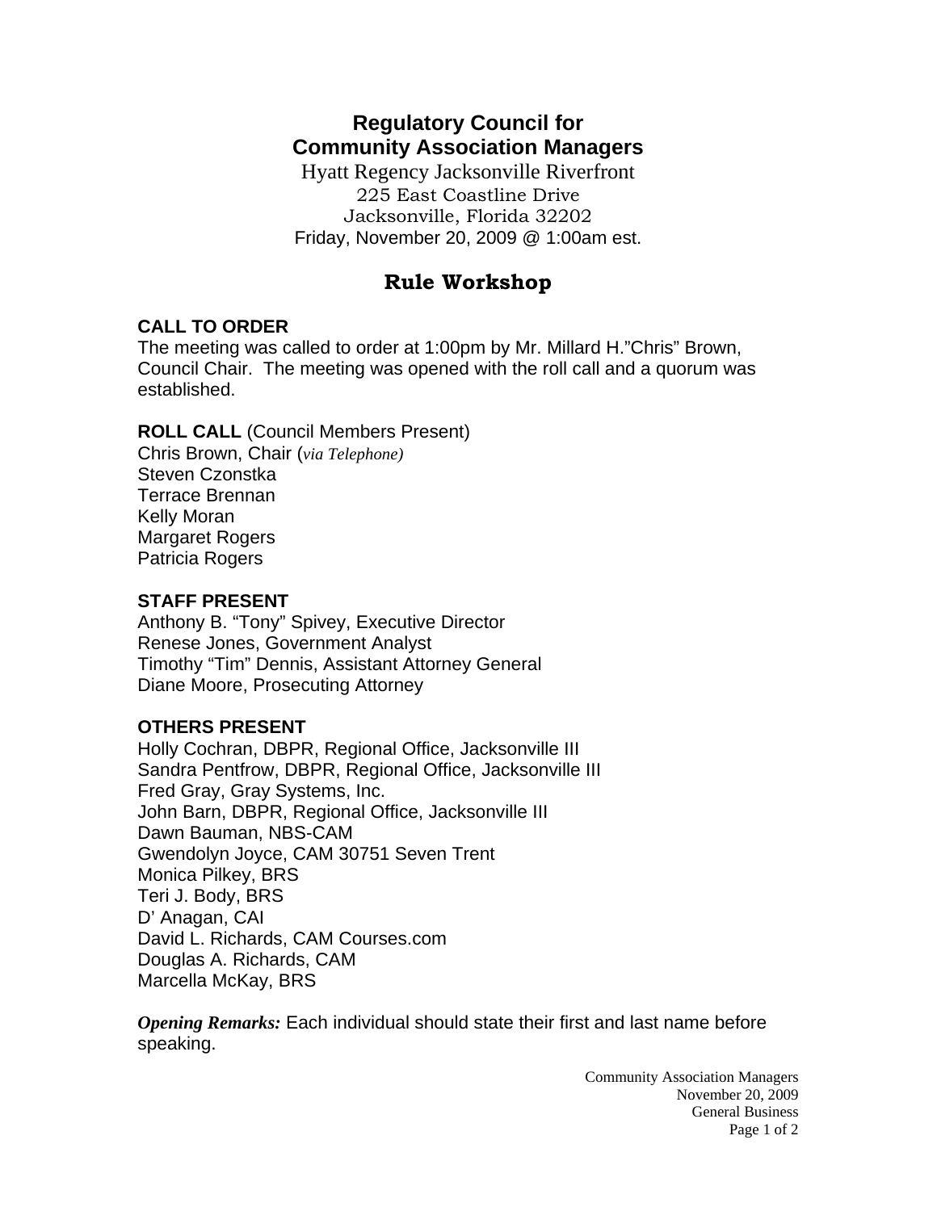# Regulatory Council for Community Association Managers

Hyatt Regency Jacksonville Riverfront
225 East Coastline Drive
Jacksonville, Florida 32202
Friday, November 20, 2009 @ 1:00am est.

## Rule Workshop

### CALL TO ORDER

The meeting was called to order at 1:00pm by Mr. Millard H."Chris" Brown, Council Chair. The meeting was opened with the roll call and a quorum was established.

**ROLL CALL** (Council Members Present)
Chris Brown, Chair (*via Telephone)*
Steven Czonstka
Terrace Brennan
Kelly Moran
Margaret Rogers
Patricia Rogers

### STAFF PRESENT

Anthony B. "Tony" Spivey, Executive Director
Renese Jones, Government Analyst
Timothy "Tim" Dennis, Assistant Attorney General
Diane Moore, Prosecuting Attorney

### OTHERS PRESENT

Holly Cochran, DBPR, Regional Office, Jacksonville III
Sandra Pentfrow, DBPR, Regional Office, Jacksonville III
Fred Gray, Gray Systems, Inc.
John Barn, DBPR, Regional Office, Jacksonville III
Dawn Bauman, NBS-CAM
Gwendolyn Joyce, CAM 30751 Seven Trent
Monica Pilkey, BRS
Teri J. Body, BRS
D' Anagan, CAI
David L. Richards, CAM Courses.com
Douglas A. Richards, CAM
Marcella McKay, BRS

***Opening Remarks:*** Each individual should state their first and last name before speaking.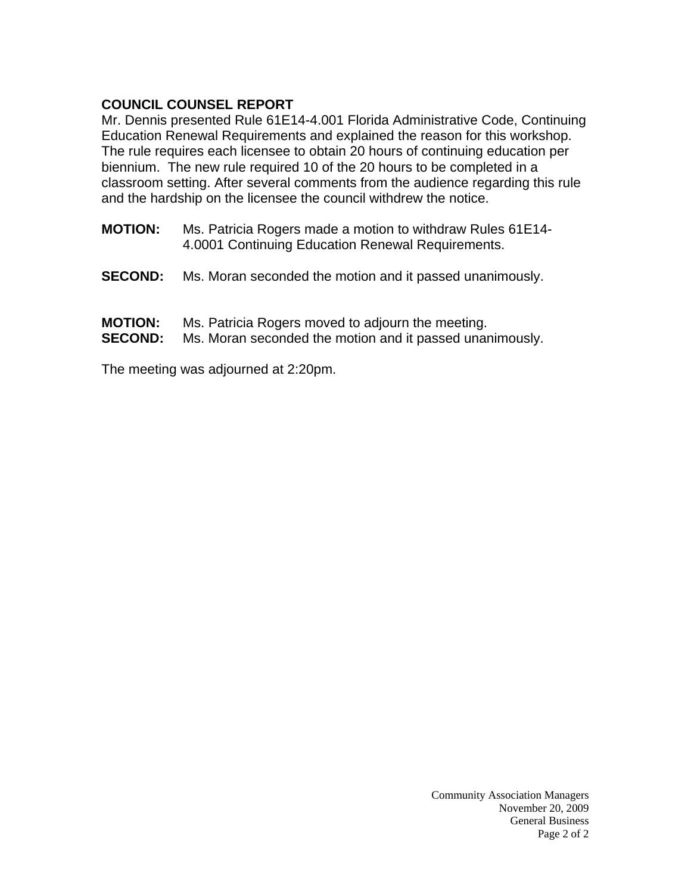**COUNCIL COUNSEL REPORT**

Mr. Dennis presented Rule 61E14-4.001 Florida Administrative Code, Continuing Education Renewal Requirements and explained the reason for this workshop. The rule requires each licensee to obtain 20 hours of continuing education per biennium. The new rule required 10 of the 20 hours to be completed in a classroom setting. After several comments from the audience regarding this rule and the hardship on the licensee the council withdrew the notice.

**MOTION:** Ms. Patricia Rogers made a motion to withdraw Rules 61E14-4.0001 Continuing Education Renewal Requirements.

**SECOND:** Ms. Moran seconded the motion and it passed unanimously.

**MOTION:** Ms. Patricia Rogers moved to adjourn the meeting.
**SECOND:** Ms. Moran seconded the motion and it passed unanimously.

The meeting was adjourned at 2:20pm.